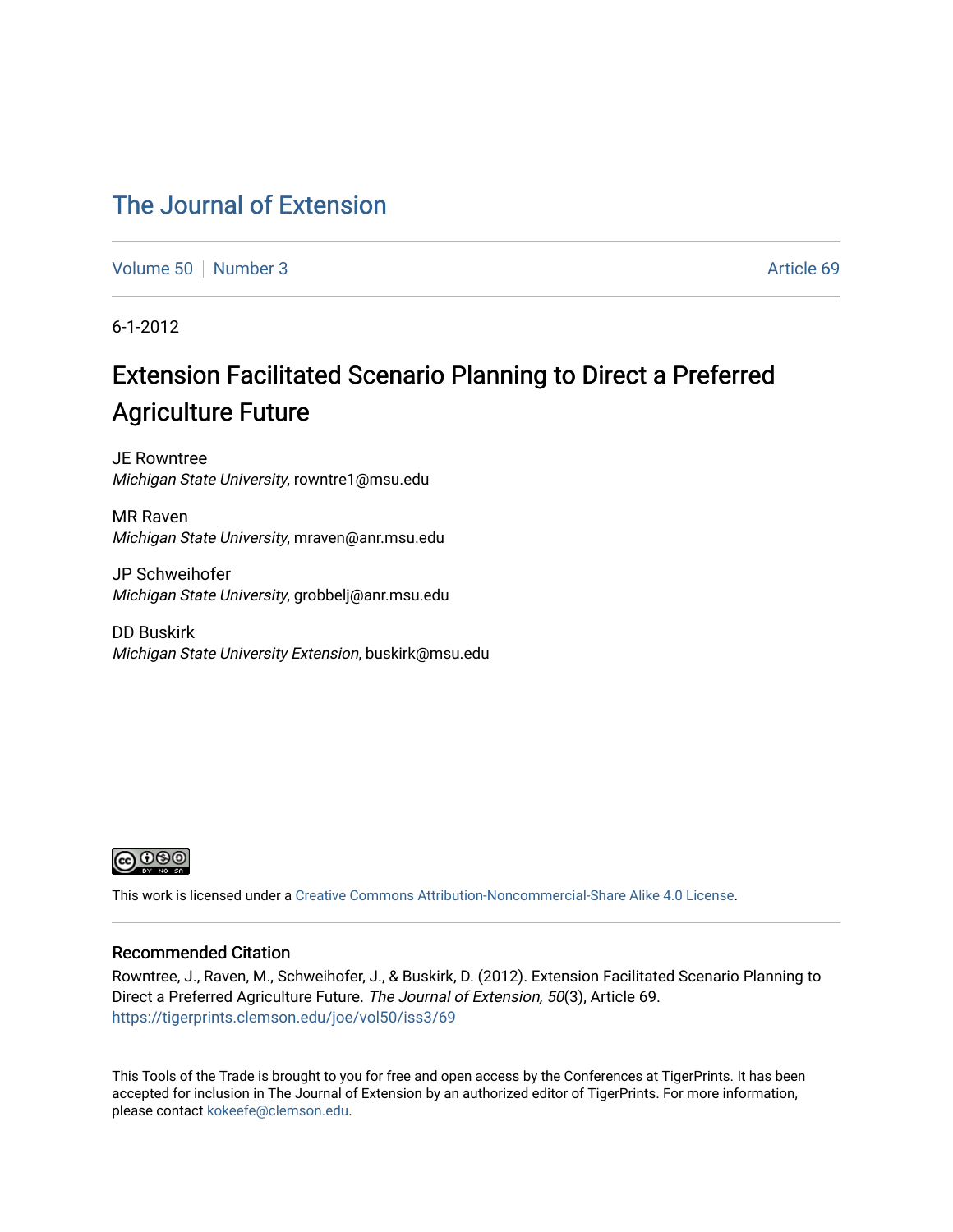# The Journal of Extension

Volume 50 | Number 3 | Article 69

6-1-2012

## Extension Facilitated Scenario Planning to Direct a Preferred Agriculture Future

JE Rowntree
*Michigan State University*, rowntre1@msu.edu

MR Raven
*Michigan State University*, mraven@anr.msu.edu

JP Schweihofer
*Michigan State University*, grobbelj@anr.msu.edu

DD Buskirk
*Michigan State University Extension*, buskirk@msu.edu

This work is licensed under a Creative Commons Attribution-Noncommercial-Share Alike 4.0 License.

### Recommended Citation

Rowntree, J., Raven, M., Schweihofer, J., & Buskirk, D. (2012). Extension Facilitated Scenario Planning to Direct a Preferred Agriculture Future. *The Journal of Extension, 50*(3), Article 69. https://tigerprints.clemson.edu/joe/vol50/iss3/69

This Tools of the Trade is brought to you for free and open access by the Conferences at TigerPrints. It has been accepted for inclusion in The Journal of Extension by an authorized editor of TigerPrints. For more information, please contact kokeefe@clemson.edu.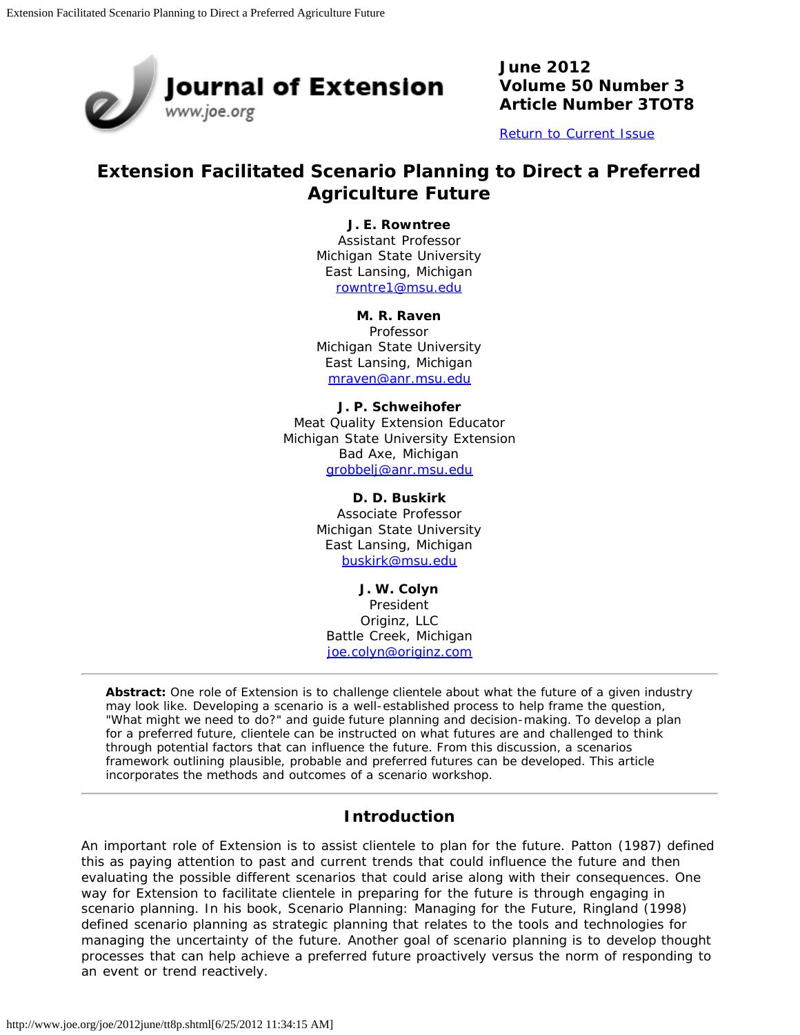June 2012
Volume 50 Number 3
Article Number 3TOT8

[Return to Current Issue](#)

# Extension Facilitated Scenario Planning to Direct a Preferred Agriculture Future

**J. E. Rowntree**
Assistant Professor
Michigan State University
East Lansing, Michigan
[rowntre1@msu.edu](mailto:rowntre1@msu.edu)

**M. R. Raven**
Professor
Michigan State University
East Lansing, Michigan
[mraven@anr.msu.edu](mailto:mraven@anr.msu.edu)

**J. P. Schweihofer**
Meat Quality Extension Educator
Michigan State University Extension
Bad Axe, Michigan
[grobbelj@anr.msu.edu](mailto:grobbelj@anr.msu.edu)

**D. D. Buskirk**
Associate Professor
Michigan State University
East Lansing, Michigan
[buskirk@msu.edu](mailto:buskirk@msu.edu)

**J. W. Colyn**
President
Originz, LLC
Battle Creek, Michigan
[joe.colyn@originz.com](mailto:joe.colyn@originz.com)

---

**Abstract:** One role of Extension is to challenge clientele about what the future of a given industry may look like. Developing a scenario is a well-established process to help frame the question, "What might we need to do?" and guide future planning and decision-making. To develop a plan for a preferred future, clientele can be instructed on what futures are and challenged to think through potential factors that can influence the future. From this discussion, a scenarios framework outlining plausible, probable and preferred futures can be developed. This article incorporates the methods and outcomes of a scenario workshop.

---

## Introduction

An important role of Extension is to assist clientele to plan for the future. Patton (1987) defined this as paying attention to past and current trends that could influence the future and then evaluating the possible different scenarios that could arise along with their consequences. One way for Extension to facilitate clientele in preparing for the future is through engaging in scenario planning. In his book, Scenario Planning: Managing for the Future, Ringland (1998) defined scenario planning as strategic planning that relates to the tools and technologies for managing the uncertainty of the future. Another goal of scenario planning is to develop thought processes that can help achieve a preferred future proactively versus the norm of responding to an event or trend reactively.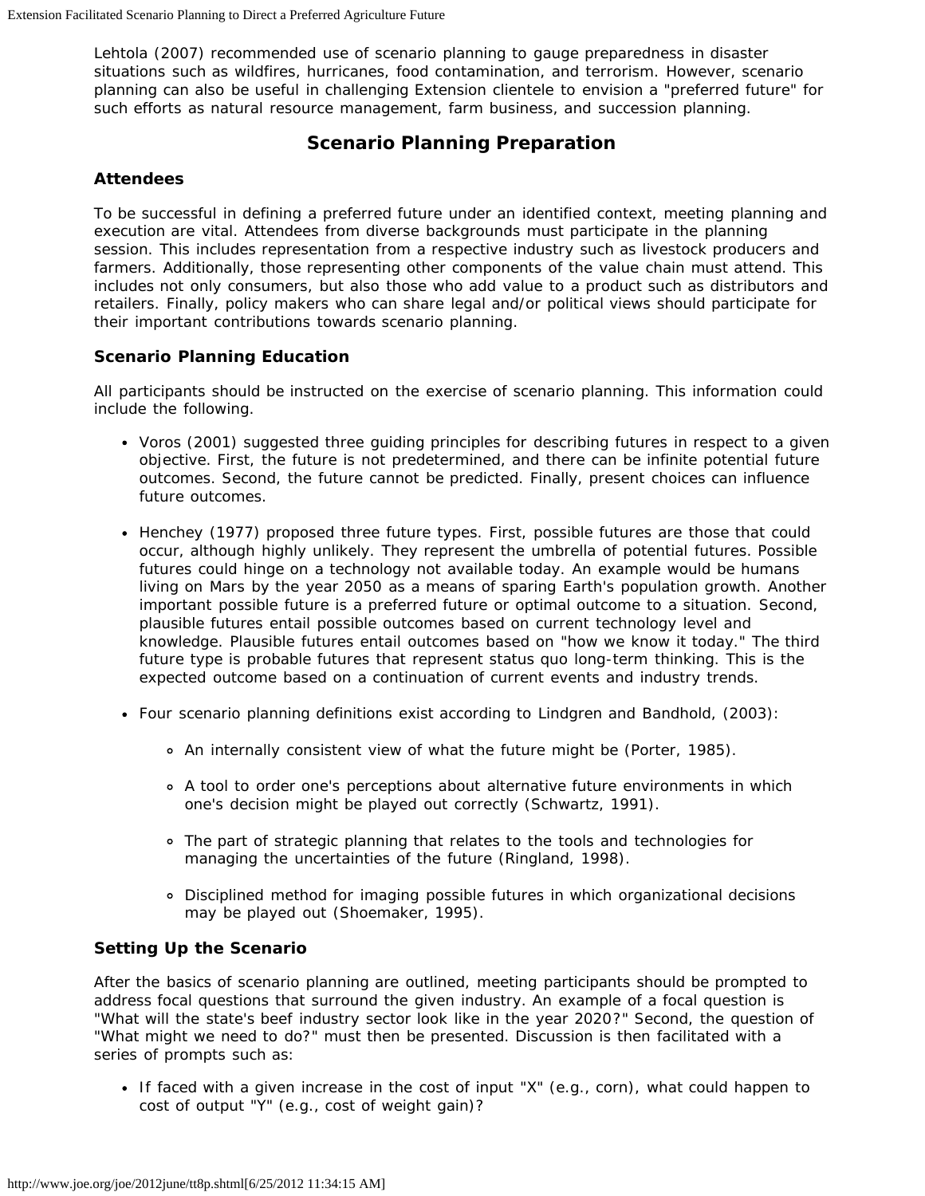Lehtola (2007) recommended use of scenario planning to gauge preparedness in disaster situations such as wildfires, hurricanes, food contamination, and terrorism. However, scenario planning can also be useful in challenging Extension clientele to envision a "preferred future" for such efforts as natural resource management, farm business, and succession planning.

## Scenario Planning Preparation

### Attendees

To be successful in defining a preferred future under an identified context, meeting planning and execution are vital. Attendees from diverse backgrounds must participate in the planning session. This includes representation from a respective industry such as livestock producers and farmers. Additionally, those representing other components of the value chain must attend. This includes not only consumers, but also those who add value to a product such as distributors and retailers. Finally, policy makers who can share legal and/or political views should participate for their important contributions towards scenario planning.

### Scenario Planning Education

All participants should be instructed on the exercise of scenario planning. This information could include the following.

- Voros (2001) suggested three guiding principles for describing futures in respect to a given objective. First, the future is not predetermined, and there can be infinite potential future outcomes. Second, the future cannot be predicted. Finally, present choices can influence future outcomes.
- Henchey (1977) proposed three future types. First, possible futures are those that could occur, although highly unlikely. They represent the umbrella of potential futures. Possible futures could hinge on a technology not available today. An example would be humans living on Mars by the year 2050 as a means of sparing Earth's population growth. Another important possible future is a preferred future or optimal outcome to a situation. Second, plausible futures entail possible outcomes based on current technology level and knowledge. Plausible futures entail outcomes based on "how we know it today." The third future type is probable futures that represent status quo long-term thinking. This is the expected outcome based on a continuation of current events and industry trends.
- Four scenario planning definitions exist according to Lindgren and Bandhold, (2003):
  - An internally consistent view of what the future might be (Porter, 1985).
  - A tool to order one's perceptions about alternative future environments in which one's decision might be played out correctly (Schwartz, 1991).
  - The part of strategic planning that relates to the tools and technologies for managing the uncertainties of the future (Ringland, 1998).
  - Disciplined method for imaging possible futures in which organizational decisions may be played out (Shoemaker, 1995).

### Setting Up the Scenario

After the basics of scenario planning are outlined, meeting participants should be prompted to address focal questions that surround the given industry. An example of a focal question is "What will the state's beef industry sector look like in the year 2020?" Second, the question of "What might we need to do?" must then be presented. Discussion is then facilitated with a series of prompts such as:

- If faced with a given increase in the cost of input "X" (e.g., corn), what could happen to cost of output "Y" (e.g., cost of weight gain)?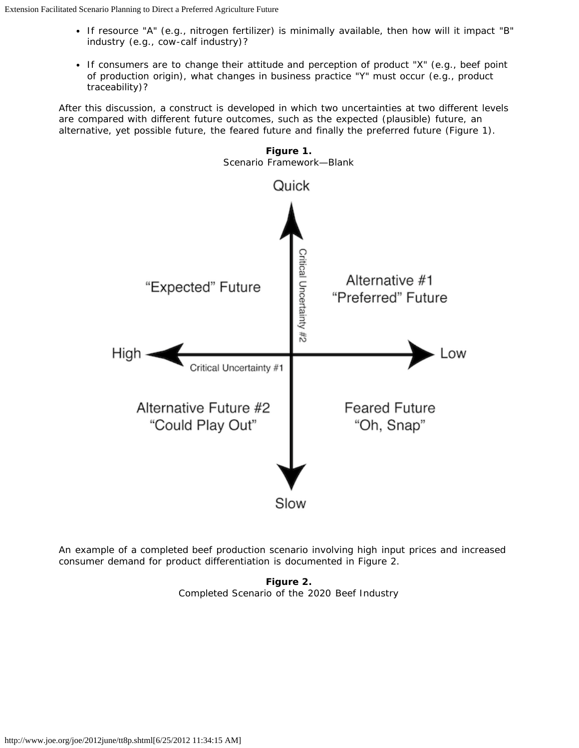- If resource "A" (e.g., nitrogen fertilizer) is minimally available, then how will it impact "B" industry (e.g., cow-calf industry)?
- If consumers are to change their attitude and perception of product "X" (e.g., beef point of production origin), what changes in business practice "Y" must occur (e.g., product traceability)?

After this discussion, a construct is developed in which two uncertainties at two different levels are compared with different future outcomes, such as the expected (plausible) future, an alternative, yet possible future, the feared future and finally the preferred future (Figure 1).

**Figure 1.**
Scenario Framework—Blank

An example of a completed beef production scenario involving high input prices and increased consumer demand for product differentiation is documented in Figure 2.

**Figure 2.**
Completed Scenario of the 2020 Beef Industry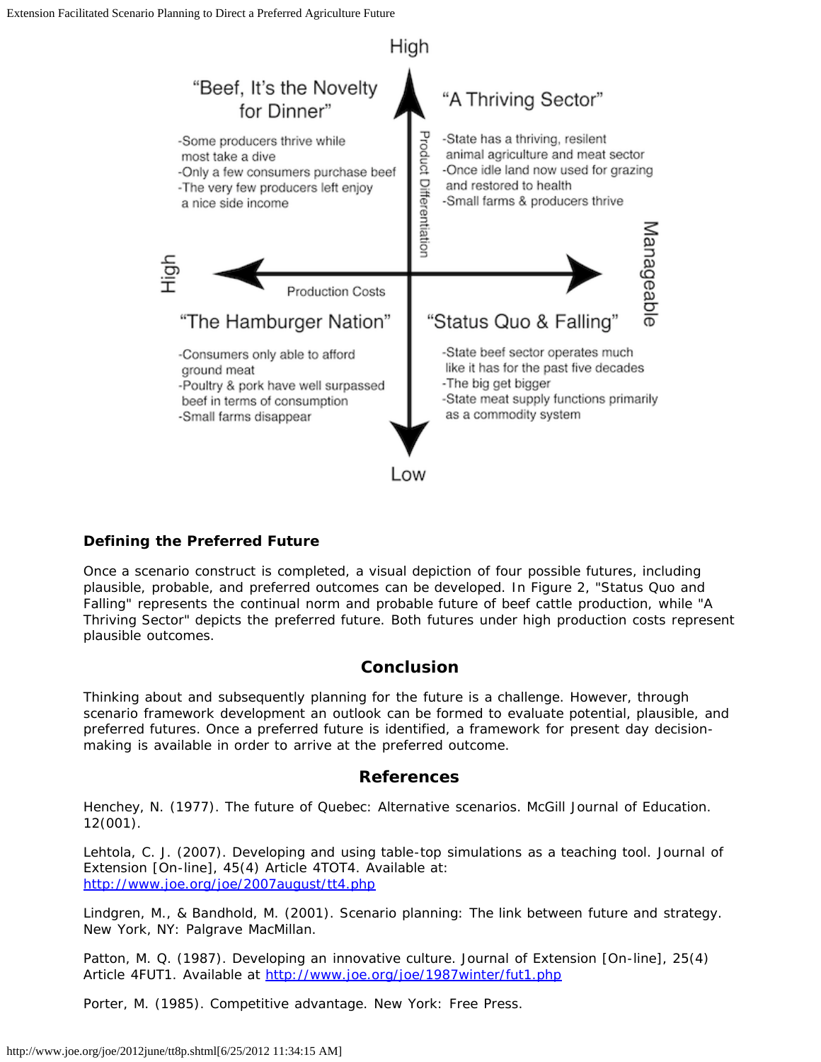High

**"Beef, It's the Novelty for Dinner"**

- Some producers thrive while most take a dive
- Only a few consumers purchase beef
- The very few producers left enjoy a nice side income

**"A Thriving Sector"**

- State has a thriving, resilent animal agriculture and meat sector
- Once idle land now used for grazing and restored to health
- Small farms & producers thrive

Product Differentiation

High — Production Costs — Manageable

**"The Hamburger Nation"**

- Consumers only able to afford ground meat
- Poultry & pork have well surpassed beef in terms of consumption
- Small farms disappear

**"Status Quo & Falling"**

- State beef sector operates much like it has for the past five decades
- The big get bigger
- State meat supply functions primarily as a commodity system

Low

### Defining the Preferred Future

Once a scenario construct is completed, a visual depiction of four possible futures, including plausible, probable, and preferred outcomes can be developed. In Figure 2, "Status Quo and Falling" represents the continual norm and probable future of beef cattle production, while "A Thriving Sector" depicts the preferred future. Both futures under high production costs represent plausible outcomes.

## Conclusion

Thinking about and subsequently planning for the future is a challenge. However, through scenario framework development an outlook can be formed to evaluate potential, plausible, and preferred futures. Once a preferred future is identified, a framework for present day decision-making is available in order to arrive at the preferred outcome.

## References

Henchey, N. (1977). The future of Quebec: Alternative scenarios. McGill Journal of Education. 12(001).

Lehtola, C. J. (2007). Developing and using table-top simulations as a teaching tool. Journal of Extension [On-line], 45(4) Article 4TOT4. Available at: http://www.joe.org/joe/2007august/tt4.php

Lindgren, M., & Bandhold, M. (2001). Scenario planning: The link between future and strategy. New York, NY: Palgrave MacMillan.

Patton, M. Q. (1987). Developing an innovative culture. Journal of Extension [On-line], 25(4) Article 4FUT1. Available at http://www.joe.org/joe/1987winter/fut1.php

Porter, M. (1985). Competitive advantage. New York: Free Press.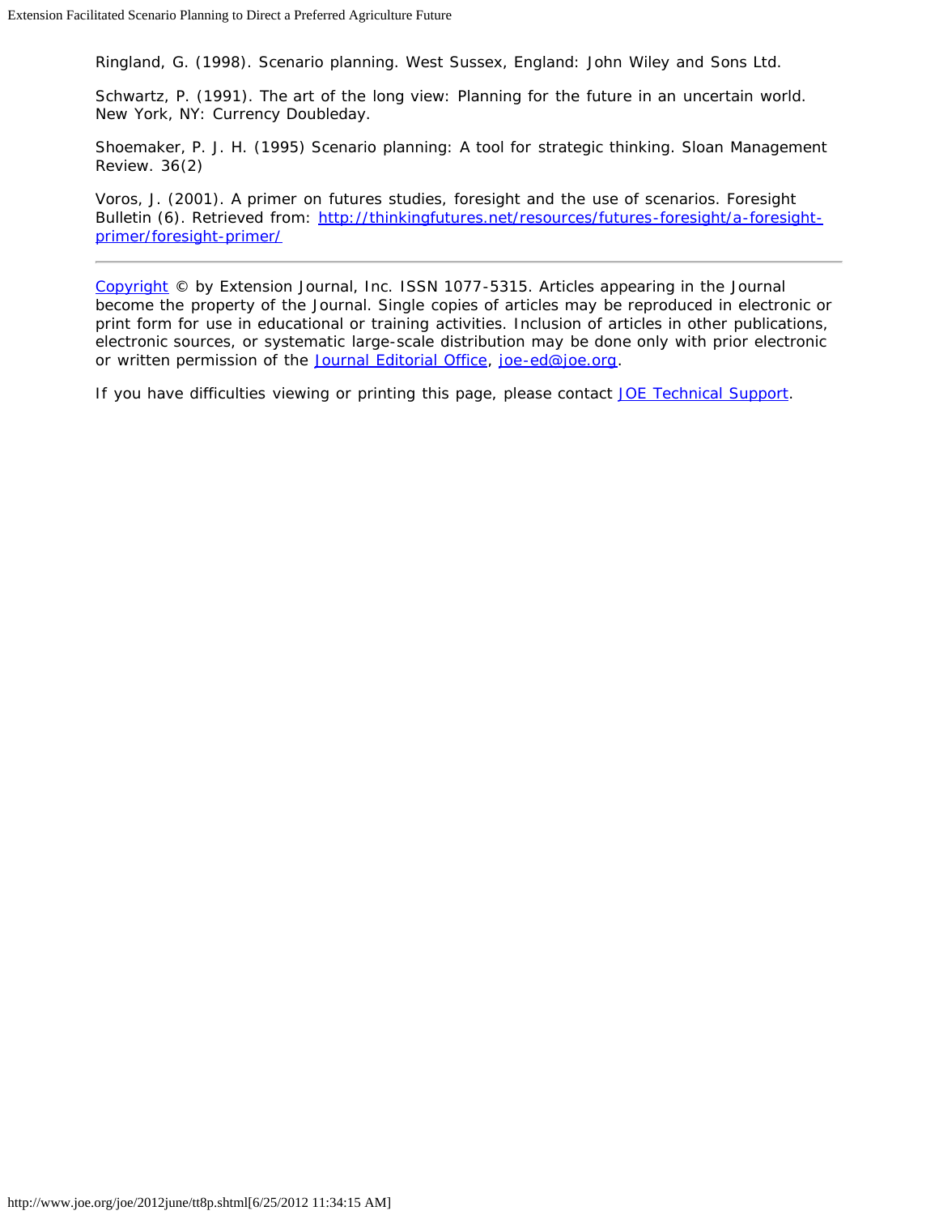Ringland, G. (1998). Scenario planning. West Sussex, England: John Wiley and Sons Ltd.

Schwartz, P. (1991). The art of the long view: Planning for the future in an uncertain world. New York, NY: Currency Doubleday.

Shoemaker, P. J. H. (1995) Scenario planning: A tool for strategic thinking. Sloan Management Review. 36(2)

Voros, J. (2001). A primer on futures studies, foresight and the use of scenarios. Foresight Bulletin (6). Retrieved from: http://thinkingfutures.net/resources/futures-foresight/a-foresight-primer/foresight-primer/

---

Copyright © by Extension Journal, Inc. ISSN 1077-5315. Articles appearing in the Journal become the property of the Journal. Single copies of articles may be reproduced in electronic or print form for use in educational or training activities. Inclusion of articles in other publications, electronic sources, or systematic large-scale distribution may be done only with prior electronic or written permission of the Journal Editorial Office, joe-ed@joe.org.

If you have difficulties viewing or printing this page, please contact JOE Technical Support.